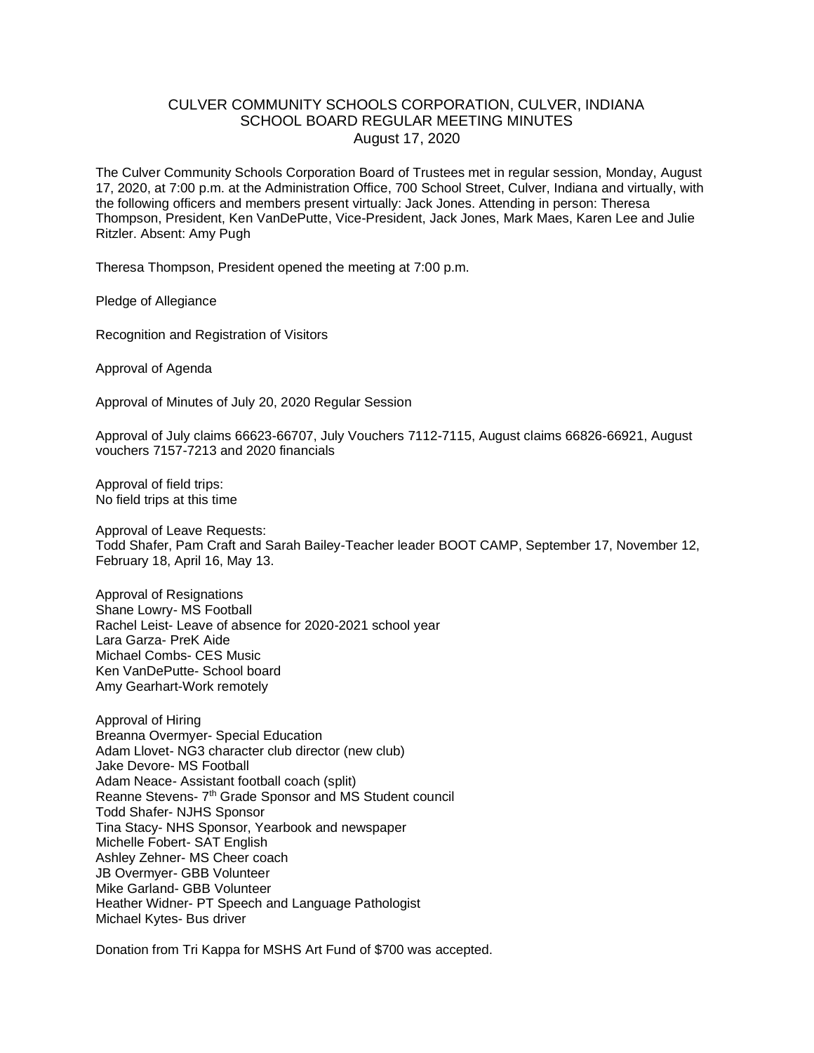# CULVER COMMUNITY SCHOOLS CORPORATION, CULVER, INDIANA
## SCHOOL BOARD REGULAR MEETING MINUTES
### August 17, 2020

The Culver Community Schools Corporation Board of Trustees met in regular session, Monday, August 17, 2020, at 7:00 p.m. at the Administration Office, 700 School Street, Culver, Indiana and virtually, with the following officers and members present virtually: Jack Jones. Attending in person: Theresa Thompson, President, Ken VanDePutte, Vice-President, Jack Jones, Mark Maes, Karen Lee and Julie Ritzler. Absent: Amy Pugh

Theresa Thompson, President opened the meeting at 7:00 p.m.

Pledge of Allegiance

Recognition and Registration of Visitors

Approval of Agenda

Approval of Minutes of July 20, 2020 Regular Session

Approval of July claims 66623-66707, July Vouchers 7112-7115, August claims 66826-66921, August vouchers 7157-7213 and 2020 financials

Approval of field trips:
No field trips at this time

Approval of Leave Requests:
Todd Shafer, Pam Craft and Sarah Bailey-Teacher leader BOOT CAMP, September 17, November 12, February 18, April 16, May 13.

Approval of Resignations
Shane Lowry- MS Football
Rachel Leist- Leave of absence for 2020-2021 school year
Lara Garza- PreK Aide
Michael Combs- CES Music
Ken VanDePutte- School board
Amy Gearhart-Work remotely

Approval of Hiring
Breanna Overmyer- Special Education
Adam Llovet- NG3 character club director (new club)
Jake Devore- MS Football
Adam Neace- Assistant football coach (split)
Reanne Stevens- 7th Grade Sponsor and MS Student council
Todd Shafer- NJHS Sponsor
Tina Stacy- NHS Sponsor, Yearbook and newspaper
Michelle Fobert- SAT English
Ashley Zehner- MS Cheer coach
JB Overmyer- GBB Volunteer
Mike Garland- GBB Volunteer
Heather Widner- PT Speech and Language Pathologist
Michael Kytes- Bus driver

Donation from Tri Kappa for MSHS Art Fund of $700 was accepted.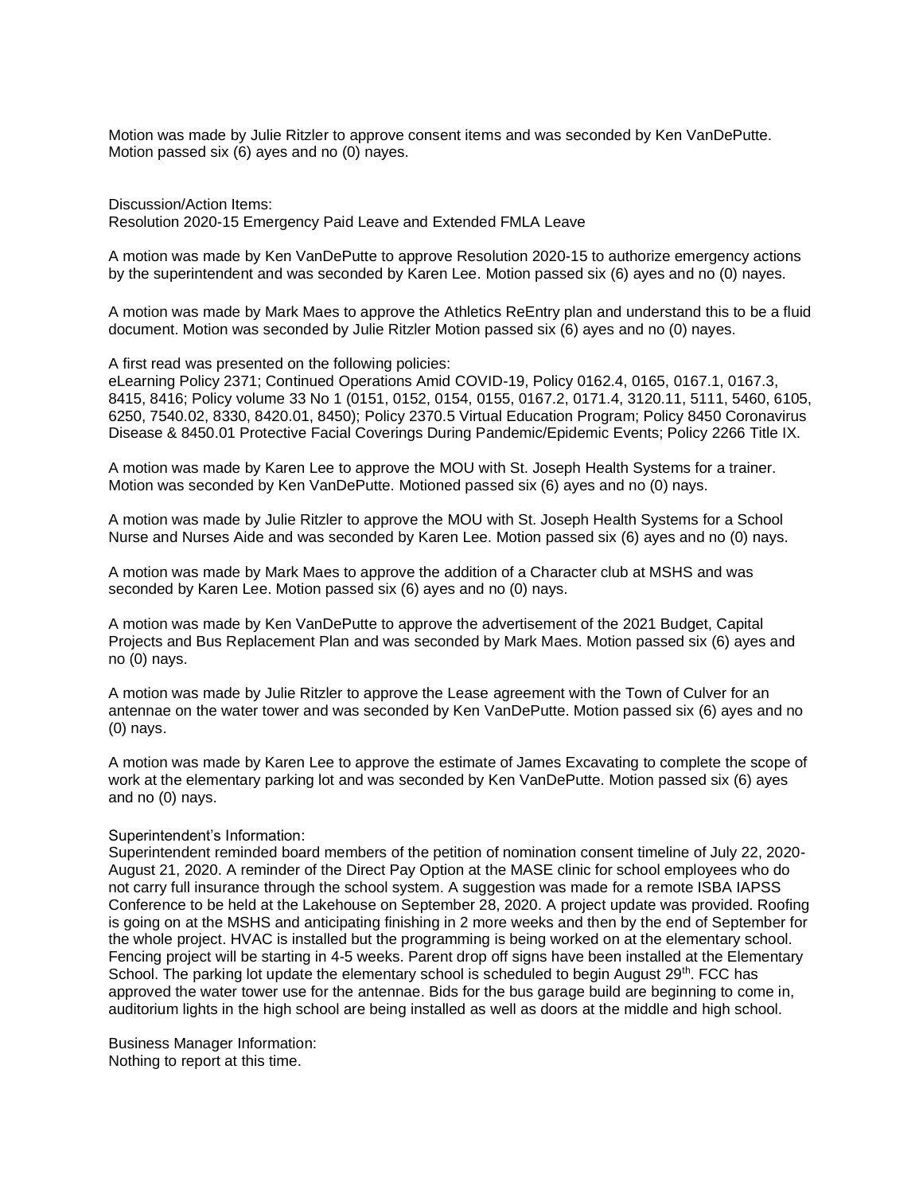Motion was made by Julie Ritzler to approve consent items and was seconded by Ken VanDePutte. Motion passed six (6) ayes and no (0) nayes.

Discussion/Action Items:
Resolution 2020-15 Emergency Paid Leave and Extended FMLA Leave

A motion was made by Ken VanDePutte to approve Resolution 2020-15 to authorize emergency actions by the superintendent and was seconded by Karen Lee. Motion passed six (6) ayes and no (0) nayes.

A motion was made by Mark Maes to approve the Athletics ReEntry plan and understand this to be a fluid document. Motion was seconded by Julie Ritzler Motion passed six (6) ayes and no (0) nayes.

A first read was presented on the following policies:
eLearning Policy 2371; Continued Operations Amid COVID-19, Policy 0162.4, 0165, 0167.1, 0167.3, 8415, 8416; Policy volume 33 No 1 (0151, 0152, 0154, 0155, 0167.2, 0171.4, 3120.11, 5111, 5460, 6105, 6250, 7540.02, 8330, 8420.01, 8450); Policy 2370.5 Virtual Education Program; Policy 8450 Coronavirus Disease & 8450.01 Protective Facial Coverings During Pandemic/Epidemic Events; Policy 2266 Title IX.

A motion was made by Karen Lee to approve the MOU with St. Joseph Health Systems for a trainer. Motion was seconded by Ken VanDePutte. Motioned passed six (6) ayes and no (0) nays.

A motion was made by Julie Ritzler to approve the MOU with St. Joseph Health Systems for a School Nurse and Nurses Aide and was seconded by Karen Lee. Motion passed six (6) ayes and no (0) nays.

A motion was made by Mark Maes to approve the addition of a Character club at MSHS and was seconded by Karen Lee. Motion passed six (6) ayes and no (0) nays.

A motion was made by Ken VanDePutte to approve the advertisement of the 2021 Budget, Capital Projects and Bus Replacement Plan and was seconded by Mark Maes. Motion passed six (6) ayes and no (0) nays.

A motion was made by Julie Ritzler to approve the Lease agreement with the Town of Culver for an antennae on the water tower and was seconded by Ken VanDePutte. Motion passed six (6) ayes and no (0) nays.

A motion was made by Karen Lee to approve the estimate of James Excavating to complete the scope of work at the elementary parking lot and was seconded by Ken VanDePutte. Motion passed six (6) ayes and no (0) nays.

Superintendent's Information:
Superintendent reminded board members of the petition of nomination consent timeline of July 22, 2020-August 21, 2020. A reminder of the Direct Pay Option at the MASE clinic for school employees who do not carry full insurance through the school system. A suggestion was made for a remote ISBA IAPSS Conference to be held at the Lakehouse on September 28, 2020. A project update was provided. Roofing is going on at the MSHS and anticipating finishing in 2 more weeks and then by the end of September for the whole project. HVAC is installed but the programming is being worked on at the elementary school. Fencing project will be starting in 4-5 weeks. Parent drop off signs have been installed at the Elementary School. The parking lot update the elementary school is scheduled to begin August 29th. FCC has approved the water tower use for the antennae. Bids for the bus garage build are beginning to come in, auditorium lights in the high school are being installed as well as doors at the middle and high school.

Business Manager Information:
Nothing to report at this time.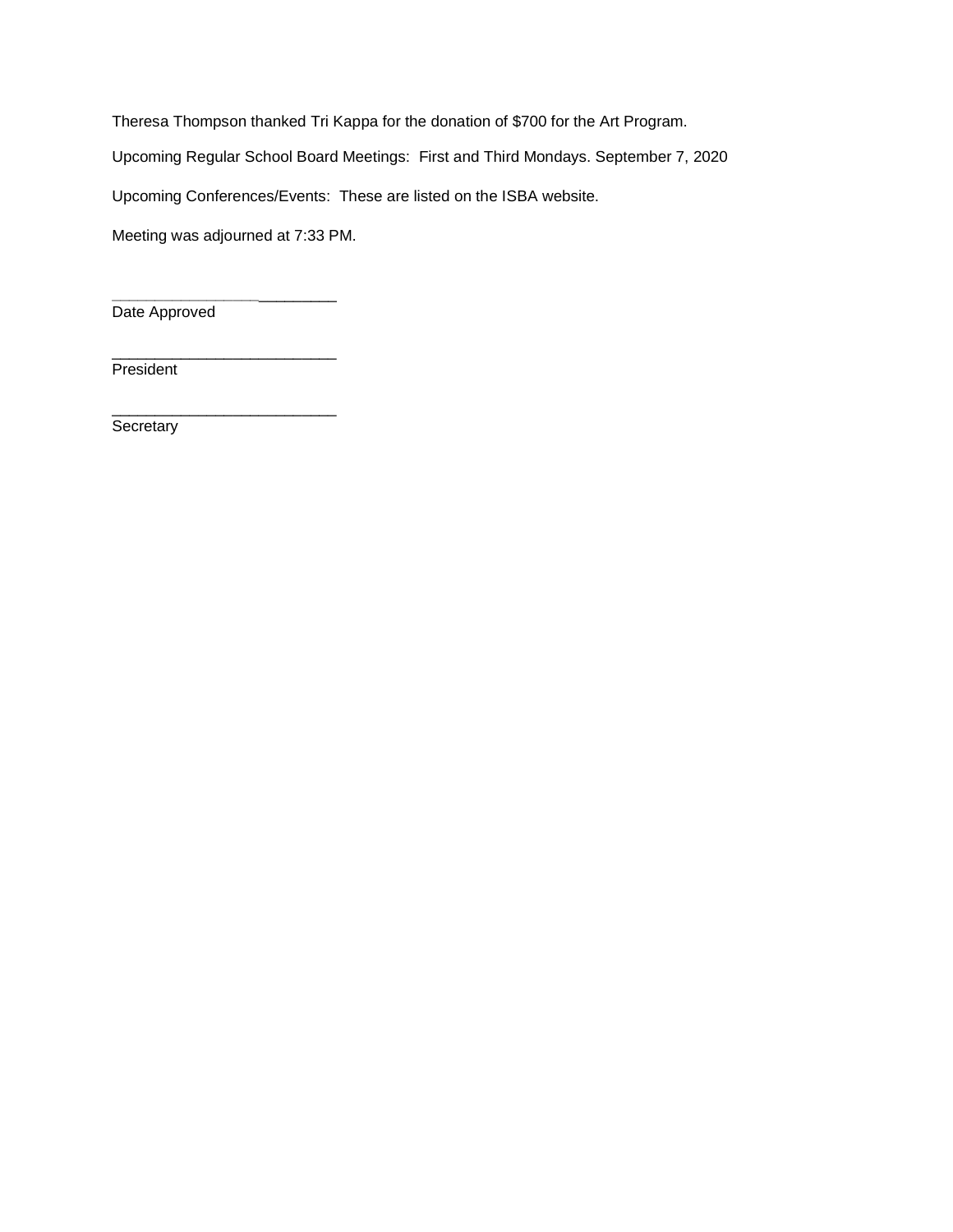Theresa Thompson thanked Tri Kappa for the donation of $700 for the Art Program.

Upcoming Regular School Board Meetings: First and Third Mondays. September 7, 2020

Upcoming Conferences/Events: These are listed on the ISBA website.

Meeting was adjourned at 7:33 PM.

__________________________
Date Approved

__________________________
President

__________________________
Secretary